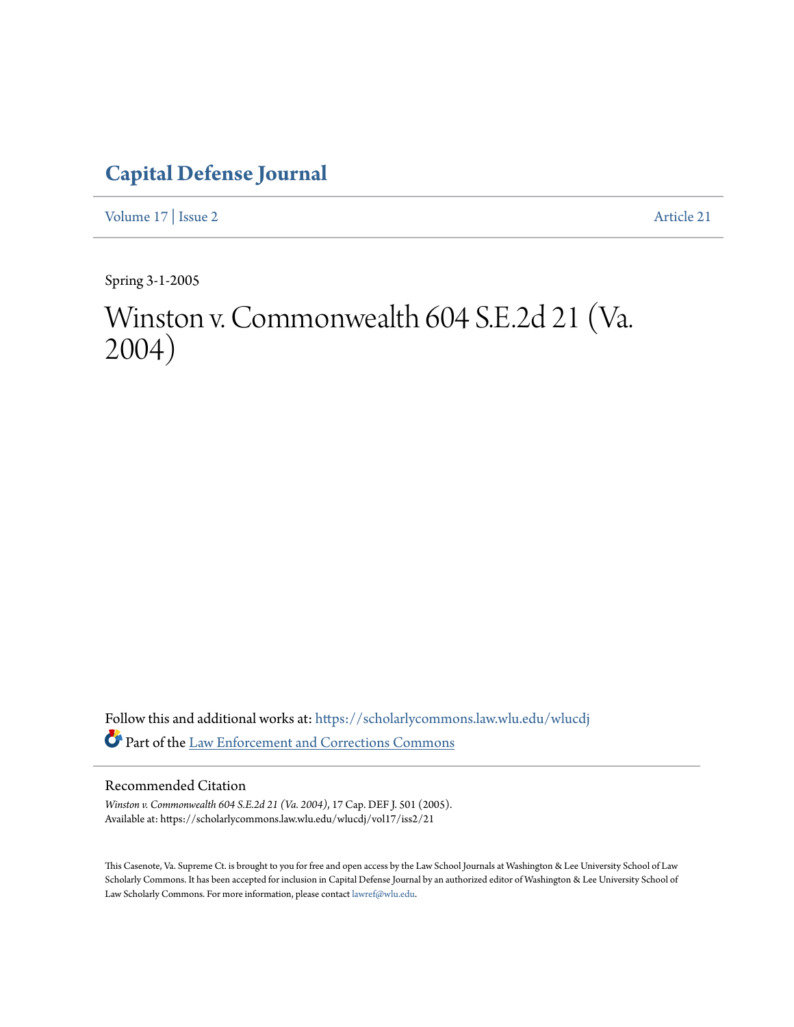# Capital Defense Journal

Volume 17 | Issue 2 Article 21

Spring 3-1-2005

# Winston v. Commonwealth 604 S.E.2d 21 (Va. 2004)

Follow this and additional works at: https://scholarlycommons.law.wlu.edu/wlucdj

Part of the Law Enforcement and Corrections Commons

## Recommended Citation

*Winston v. Commonwealth 604 S.E.2d 21 (Va. 2004)*, 17 Cap. DEF J. 501 (2005).
Available at: https://scholarlycommons.law.wlu.edu/wlucdj/vol17/iss2/21

This Casenote, Va. Supreme Ct. is brought to you for free and open access by the Law School Journals at Washington & Lee University School of Law Scholarly Commons. It has been accepted for inclusion in Capital Defense Journal by an authorized editor of Washington & Lee University School of Law Scholarly Commons. For more information, please contact lawref@wlu.edu.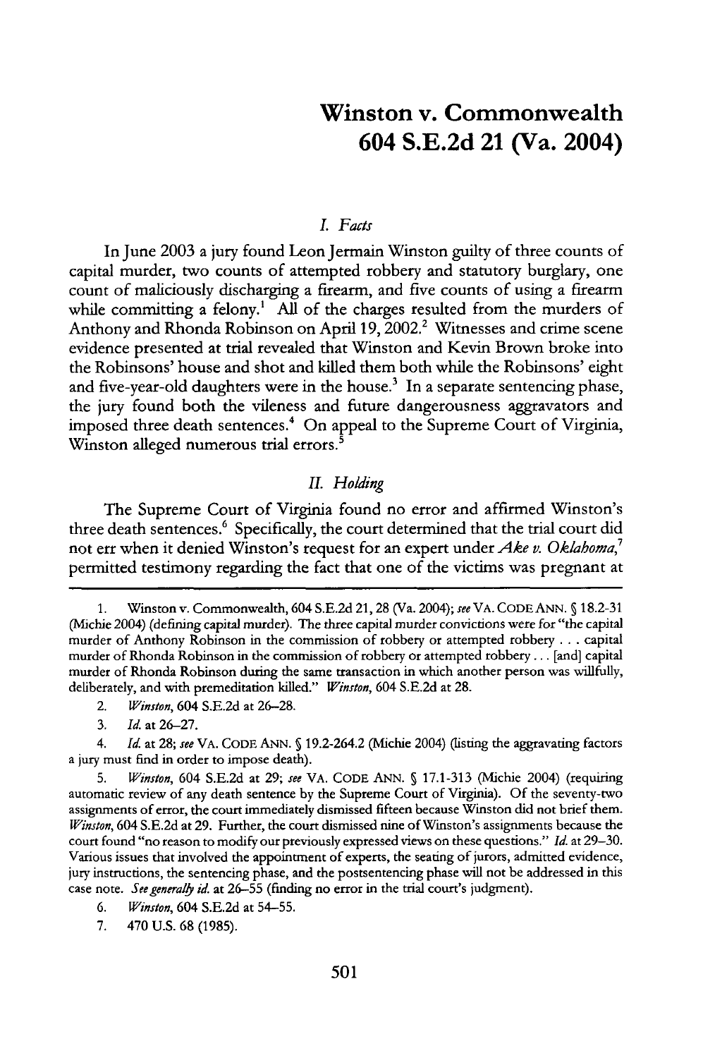# Winston v. Commonwealth 604 S.E.2d 21 (Va. 2004)

## *I. Facts*

In June 2003 a jury found Leon Jermain Winston guilty of three counts of capital murder, two counts of attempted robbery and statutory burglary, one count of maliciously discharging a firearm, and five counts of using a firearm while committing a felony.[1] All of the charges resulted from the murders of Anthony and Rhonda Robinson on April 19, 2002.[2] Witnesses and crime scene evidence presented at trial revealed that Winston and Kevin Brown broke into the Robinsons' house and shot and killed them both while the Robinsons' eight and five-year-old daughters were in the house.[3] In a separate sentencing phase, the jury found both the vileness and future dangerousness aggravators and imposed three death sentences.[4] On appeal to the Supreme Court of Virginia, Winston alleged numerous trial errors.[5]

## *II. Holding*

The Supreme Court of Virginia found no error and affirmed Winston's three death sentences.[6] Specifically, the court determined that the trial court did not err when it denied Winston's request for an expert under *Ake v. Oklahoma*,[7] permitted testimony regarding the fact that one of the victims was pregnant at

---

1. Winston v. Commonwealth, 604 S.E.2d 21, 28 (Va. 2004); *see* VA. CODE ANN. § 18.2-31 (Michie 2004) (defining capital murder). The three capital murder convictions were for "the capital murder of Anthony Robinson in the commission of robbery or attempted robbery . . . capital murder of Rhonda Robinson in the commission of robbery or attempted robbery . . . [and] capital murder of Rhonda Robinson during the same transaction in which another person was willfully, deliberately, and with premeditation killed." *Winston*, 604 S.E.2d at 28.

2. *Winston*, 604 S.E.2d at 26–28.

3. *Id.* at 26–27.

4. *Id.* at 28; *see* VA. CODE ANN. § 19.2-264.2 (Michie 2004) (listing the aggravating factors a jury must find in order to impose death).

5. *Winston*, 604 S.E.2d at 29; *see* VA. CODE ANN. § 17.1-313 (Michie 2004) (requiring automatic review of any death sentence by the Supreme Court of Virginia). Of the seventy-two assignments of error, the court immediately dismissed fifteen because Winston did not brief them. *Winston*, 604 S.E.2d at 29. Further, the court dismissed nine of Winston's assignments because the court found "no reason to modify our previously expressed views on these questions." *Id.* at 29–30. Various issues that involved the appointment of experts, the seating of jurors, admitted evidence, jury instructions, the sentencing phase, and the postsentencing phase will not be addressed in this case note. *See generally id.* at 26–55 (finding no error in the trial court's judgment).

6. *Winston*, 604 S.E.2d at 54–55.

7. 470 U.S. 68 (1985).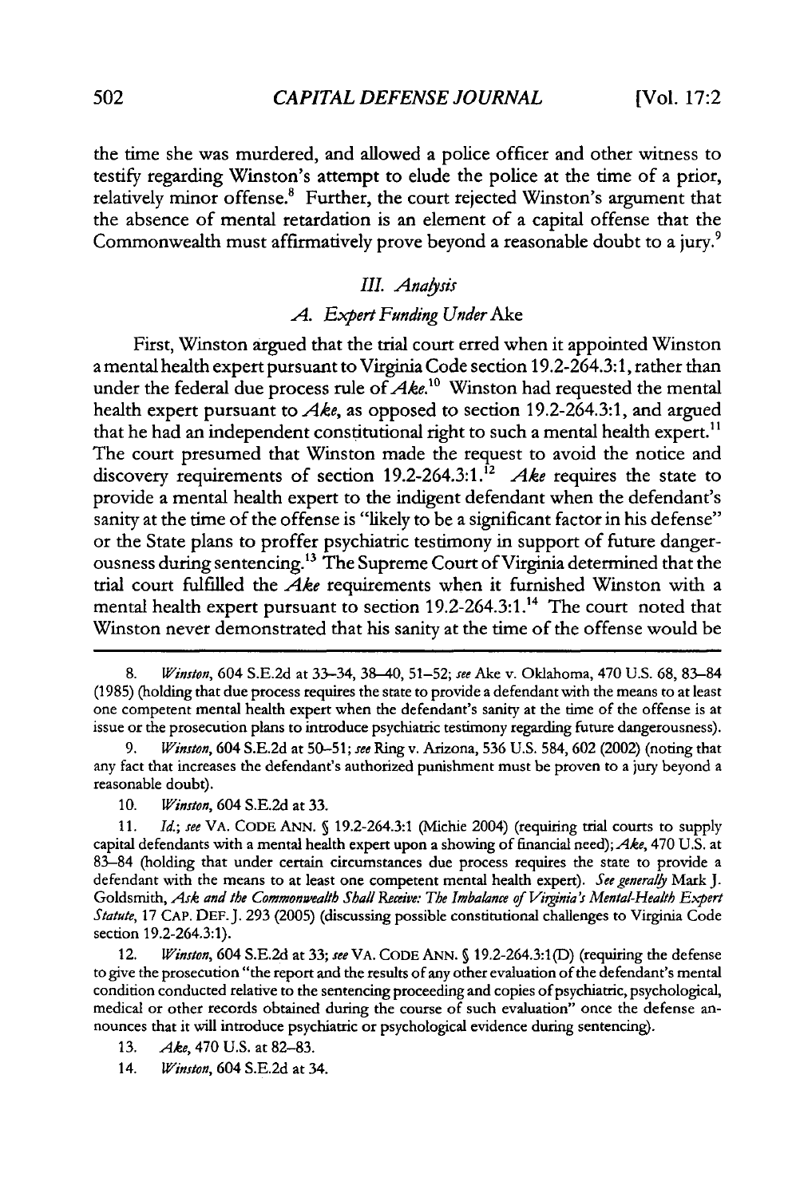the time she was murdered, and allowed a police officer and other witness to testify regarding Winston's attempt to elude the police at the time of a prior, relatively minor offense.[8] Further, the court rejected Winston's argument that the absence of mental retardation is an element of a capital offense that the Commonwealth must affirmatively prove beyond a reasonable doubt to a jury.[9]

### *III. Analysis*

#### *A. Expert Funding Under* Ake

First, Winston argued that the trial court erred when it appointed Winston a mental health expert pursuant to Virginia Code section 19.2-264.3:1, rather than under the federal due process rule of *Ake*.[10] Winston had requested the mental health expert pursuant to *Ake*, as opposed to section 19.2-264.3:1, and argued that he had an independent constitutional right to such a mental health expert.[11] The court presumed that Winston made the request to avoid the notice and discovery requirements of section 19.2-264.3:1.[12] *Ake* requires the state to provide a mental health expert to the indigent defendant when the defendant's sanity at the time of the offense is "likely to be a significant factor in his defense" or the State plans to proffer psychiatric testimony in support of future dangerousness during sentencing.[13] The Supreme Court of Virginia determined that the trial court fulfilled the *Ake* requirements when it furnished Winston with a mental health expert pursuant to section 19.2-264.3:1.[14] The court noted that Winston never demonstrated that his sanity at the time of the offense would be

---

8. *Winston*, 604 S.E.2d at 33–34, 38–40, 51–52; *see* Ake v. Oklahoma, 470 U.S. 68, 83–84 (1985) (holding that due process requires the state to provide a defendant with the means to at least one competent mental health expert when the defendant's sanity at the time of the offense is at issue or the prosecution plans to introduce psychiatric testimony regarding future dangerousness).

9. *Winston*, 604 S.E.2d at 50–51; *see* Ring v. Arizona, 536 U.S. 584, 602 (2002) (noting that any fact that increases the defendant's authorized punishment must be proven to a jury beyond a reasonable doubt).

10. *Winston*, 604 S.E.2d at 33.

11. *Id.*; *see* VA. CODE ANN. § 19.2-264.3:1 (Michie 2004) (requiring trial courts to supply capital defendants with a mental health expert upon a showing of financial need); *Ake*, 470 U.S. at 83–84 (holding that under certain circumstances due process requires the state to provide a defendant with the means to at least one competent mental health expert). *See generally* Mark J. Goldsmith, *Ask and the Commonwealth Shall Receive: The Imbalance of Virginia's Mental-Health Expert Statute*, 17 CAP. DEF. J. 293 (2005) (discussing possible constitutional challenges to Virginia Code section 19.2-264.3:1).

12. *Winston*, 604 S.E.2d at 33; *see* VA. CODE ANN. § 19.2-264.3:1(D) (requiring the defense to give the prosecution "the report and the results of any other evaluation of the defendant's mental condition conducted relative to the sentencing proceeding and copies of psychiatric, psychological, medical or other records obtained during the course of such evaluation" once the defense announces that it will introduce psychiatric or psychological evidence during sentencing).

13. *Ake*, 470 U.S. at 82–83.

14. *Winston*, 604 S.E.2d at 34.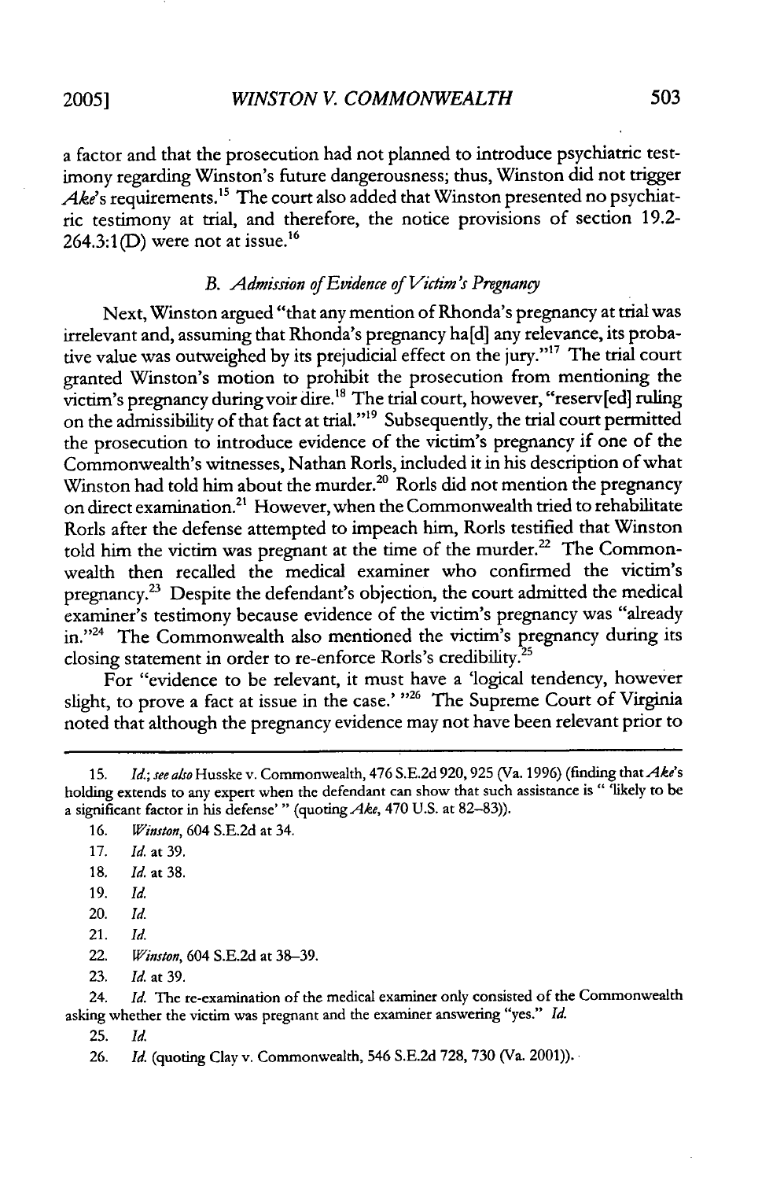a factor and that the prosecution had not planned to introduce psychiatric testimony regarding Winston's future dangerousness; thus, Winston did not trigger *Ake*'s requirements.[15] The court also added that Winston presented no psychiatric testimony at trial, and therefore, the notice provisions of section 19.2-264.3:1(D) were not at issue.[16]

### *B. Admission of Evidence of Victim's Pregnancy*

Next, Winston argued "that any mention of Rhonda's pregnancy at trial was irrelevant and, assuming that Rhonda's pregnancy ha[d] any relevance, its probative value was outweighed by its prejudicial effect on the jury."[17] The trial court granted Winston's motion to prohibit the prosecution from mentioning the victim's pregnancy during voir dire.[18] The trial court, however, "reserv[ed] ruling on the admissibility of that fact at trial."[19] Subsequently, the trial court permitted the prosecution to introduce evidence of the victim's pregnancy if one of the Commonwealth's witnesses, Nathan Rorls, included it in his description of what Winston had told him about the murder.[20] Rorls did not mention the pregnancy on direct examination.[21] However, when the Commonwealth tried to rehabilitate Rorls after the defense attempted to impeach him, Rorls testified that Winston told him the victim was pregnant at the time of the murder.[22] The Commonwealth then recalled the medical examiner who confirmed the victim's pregnancy.[23] Despite the defendant's objection, the court admitted the medical examiner's testimony because evidence of the victim's pregnancy was "already in."[24] The Commonwealth also mentioned the victim's pregnancy during its closing statement in order to re-enforce Rorls's credibility.[25]

For "evidence to be relevant, it must have a 'logical tendency, however slight, to prove a fact at issue in the case.' "[26] The Supreme Court of Virginia noted that although the pregnancy evidence may not have been relevant prior to

---

15. *Id.*; *see also* Husske v. Commonwealth, 476 S.E.2d 920, 925 (Va. 1996) (finding that *Ake*'s holding extends to any expert when the defendant can show that such assistance is " 'likely to be a significant factor in his defense' " (quoting *Ake*, 470 U.S. at 82–83)).

16. *Winston*, 604 S.E.2d at 34.

17. *Id.* at 39.

18. *Id.* at 38.

19. *Id.*

20. *Id.*

21. *Id.*

22. *Winston*, 604 S.E.2d at 38–39.

23. *Id.* at 39.

24. *Id.* The re-examination of the medical examiner only consisted of the Commonwealth asking whether the victim was pregnant and the examiner answering "yes." *Id.*

25. *Id.*

26. *Id.* (quoting Clay v. Commonwealth, 546 S.E.2d 728, 730 (Va. 2001)).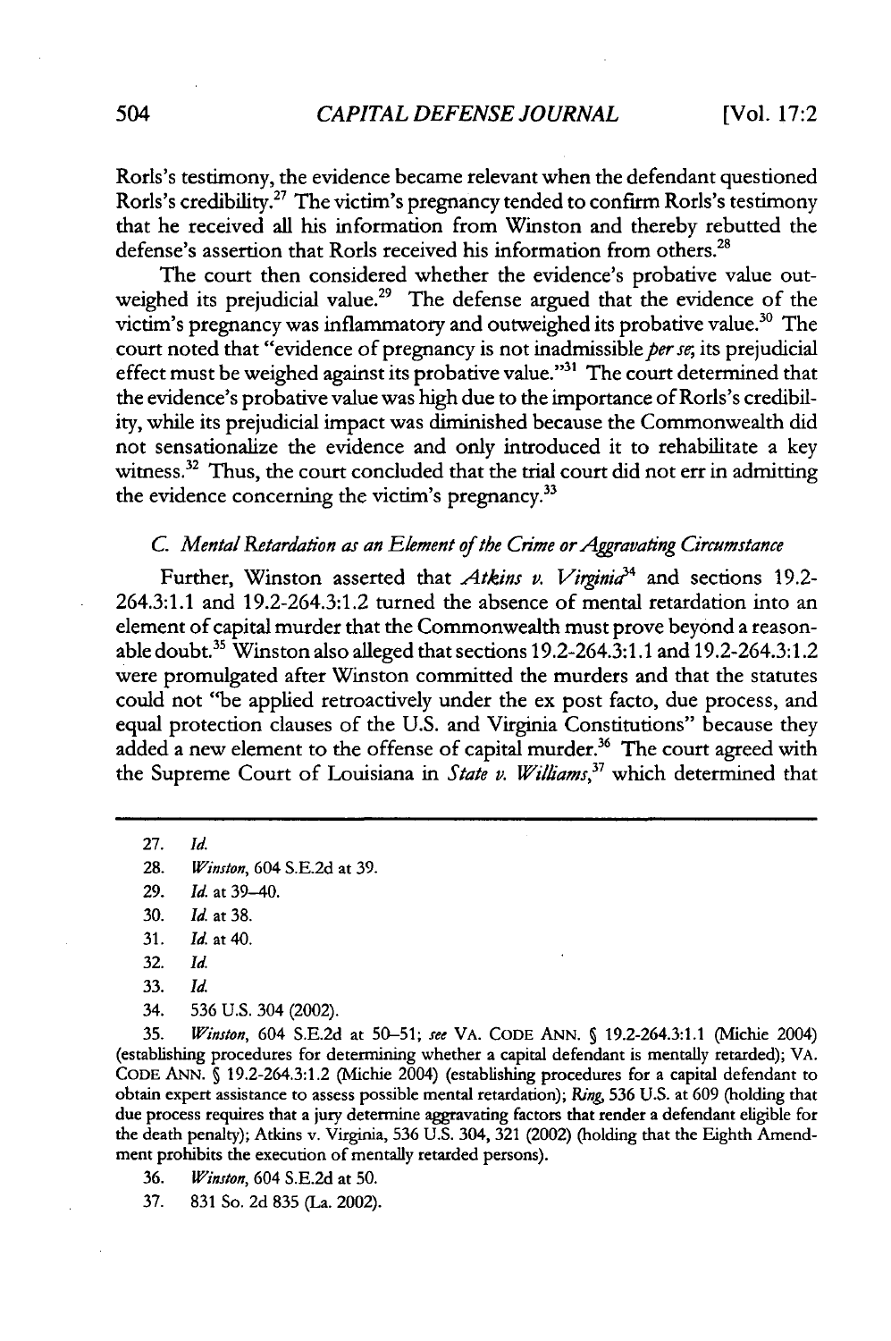Rorls's testimony, the evidence became relevant when the defendant questioned Rorls's credibility.[27] The victim's pregnancy tended to confirm Rorls's testimony that he received all his information from Winston and thereby rebutted the defense's assertion that Rorls received his information from others.[28]

The court then considered whether the evidence's probative value outweighed its prejudicial value.[29] The defense argued that the evidence of the victim's pregnancy was inflammatory and outweighed its probative value.[30] The court noted that "evidence of pregnancy is not inadmissible *per se*; its prejudicial effect must be weighed against its probative value."[31] The court determined that the evidence's probative value was high due to the importance of Rorls's credibility, while its prejudicial impact was diminished because the Commonwealth did not sensationalize the evidence and only introduced it to rehabilitate a key witness.[32] Thus, the court concluded that the trial court did not err in admitting the evidence concerning the victim's pregnancy.[33]

### *C. Mental Retardation as an Element of the Crime or Aggravating Circumstance*

Further, Winston asserted that *Atkins v. Virginia*[34] and sections 19.2-264.3:1.1 and 19.2-264.3:1.2 turned the absence of mental retardation into an element of capital murder that the Commonwealth must prove beyond a reasonable doubt.[35] Winston also alleged that sections 19.2-264.3:1.1 and 19.2-264.3:1.2 were promulgated after Winston committed the murders and that the statutes could not "be applied retroactively under the ex post facto, due process, and equal protection clauses of the U.S. and Virginia Constitutions" because they added a new element to the offense of capital murder.[36] The court agreed with the Supreme Court of Louisiana in *State v. Williams*,[37] which determined that

---

27. *Id.*

28. *Winston*, 604 S.E.2d at 39.

29. *Id.* at 39–40.

30. *Id.* at 38.

31. *Id.* at 40.

32. *Id.*

33. *Id.*

34. 536 U.S. 304 (2002).

35. *Winston*, 604 S.E.2d at 50–51; *see* VA. CODE ANN. § 19.2-264.3:1.1 (Michie 2004) (establishing procedures for determining whether a capital defendant is mentally retarded); VA. CODE ANN. § 19.2-264.3:1.2 (Michie 2004) (establishing procedures for a capital defendant to obtain expert assistance to assess possible mental retardation); *Ring*, 536 U.S. at 609 (holding that due process requires that a jury determine aggravating factors that render a defendant eligible for the death penalty); Atkins v. Virginia, 536 U.S. 304, 321 (2002) (holding that the Eighth Amendment prohibits the execution of mentally retarded persons).

36. *Winston*, 604 S.E.2d at 50.

37. 831 So. 2d 835 (La. 2002).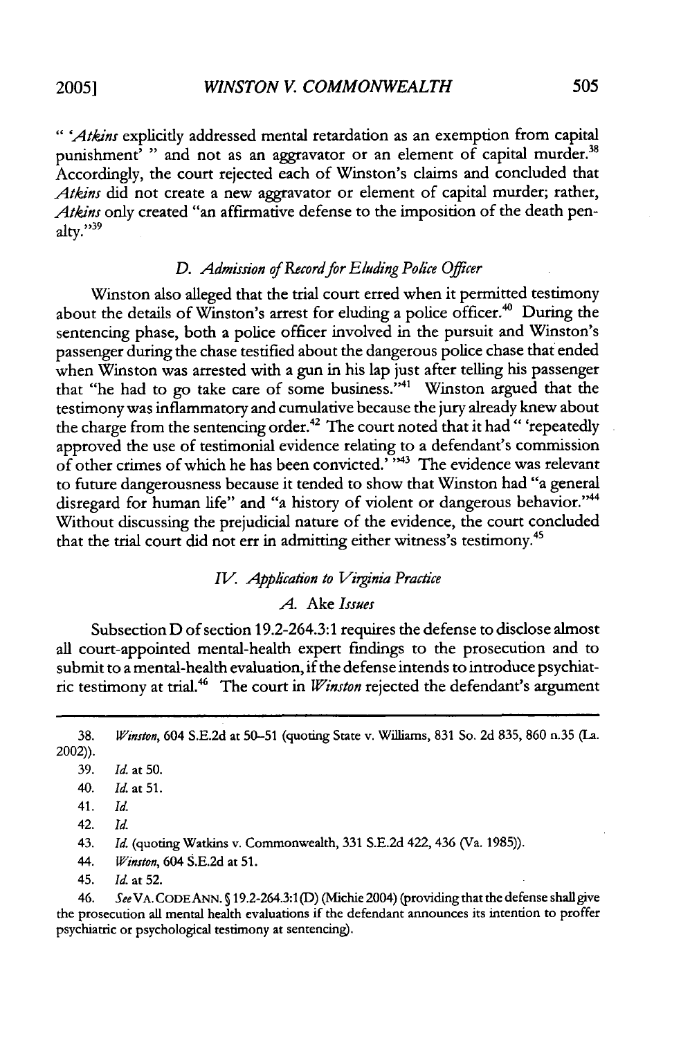" '*Atkins* explicitly addressed mental retardation as an exemption from capital punishment' " and not as an aggravator or an element of capital murder.[38] Accordingly, the court rejected each of Winston's claims and concluded that *Atkins* did not create a new aggravator or element of capital murder; rather, *Atkins* only created "an affirmative defense to the imposition of the death penalty."[39]

### *D. Admission of Record for Eluding Police Officer*

Winston also alleged that the trial court erred when it permitted testimony about the details of Winston's arrest for eluding a police officer.[40] During the sentencing phase, both a police officer involved in the pursuit and Winston's passenger during the chase testified about the dangerous police chase that ended when Winston was arrested with a gun in his lap just after telling his passenger that "he had to go take care of some business."[41] Winston argued that the testimony was inflammatory and cumulative because the jury already knew about the charge from the sentencing order.[42] The court noted that it had " 'repeatedly approved the use of testimonial evidence relating to a defendant's commission of other crimes of which he has been convicted.' "[43] The evidence was relevant to future dangerousness because it tended to show that Winston had "a general disregard for human life" and "a history of violent or dangerous behavior."[44] Without discussing the prejudicial nature of the evidence, the court concluded that the trial court did not err in admitting either witness's testimony.[45]

## *IV. Application to Virginia Practice*

### *A.* Ake *Issues*

Subsection D of section 19.2-264.3:1 requires the defense to disclose almost all court-appointed mental-health expert findings to the prosecution and to submit to a mental-health evaluation, if the defense intends to introduce psychiatric testimony at trial.[46] The court in *Winston* rejected the defendant's argument

---

38. *Winston*, 604 S.E.2d at 50–51 (quoting State v. Williams, 831 So. 2d 835, 860 n.35 (La. 2002)).

39. *Id.* at 50.

40. *Id.* at 51.

41. *Id.*

42. *Id.*

43. *Id.* (quoting Watkins v. Commonwealth, 331 S.E.2d 422, 436 (Va. 1985)).

44. *Winston*, 604 S.E.2d at 51.

45. *Id.* at 52.

46. *See* VA. CODE ANN. § 19.2-264.3:1 (D) (Michie 2004) (providing that the defense shall give the prosecution all mental health evaluations if the defendant announces its intention to proffer psychiatric or psychological testimony at sentencing).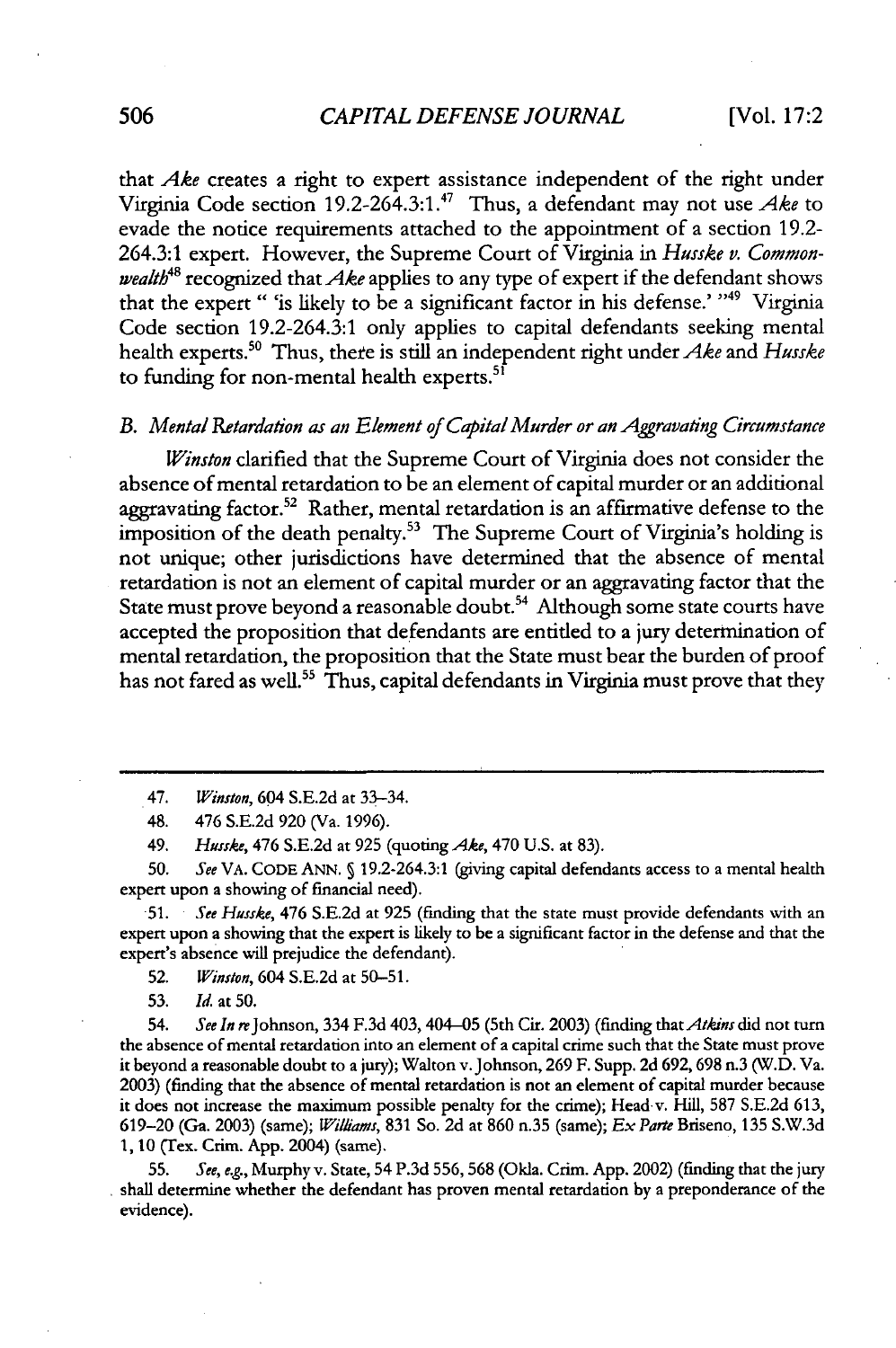that *Ake* creates a right to expert assistance independent of the right under Virginia Code section 19.2-264.3:1.[47] Thus, a defendant may not use *Ake* to evade the notice requirements attached to the appointment of a section 19.2-264.3:1 expert. However, the Supreme Court of Virginia in *Husske v. Commonwealth*[48] recognized that *Ake* applies to any type of expert if the defendant shows that the expert " 'is likely to be a significant factor in his defense.' "[49] Virginia Code section 19.2-264.3:1 only applies to capital defendants seeking mental health experts.[50] Thus, there is still an independent right under *Ake* and *Husske* to funding for non-mental health experts.[51]

### *B. Mental Retardation as an Element of Capital Murder or an Aggravating Circumstance*

*Winston* clarified that the Supreme Court of Virginia does not consider the absence of mental retardation to be an element of capital murder or an additional aggravating factor.[52] Rather, mental retardation is an affirmative defense to the imposition of the death penalty.[53] The Supreme Court of Virginia's holding is not unique; other jurisdictions have determined that the absence of mental retardation is not an element of capital murder or an aggravating factor that the State must prove beyond a reasonable doubt.[54] Although some state courts have accepted the proposition that defendants are entitled to a jury determination of mental retardation, the proposition that the State must bear the burden of proof has not fared as well.[55] Thus, capital defendants in Virginia must prove that they

---

47. *Winston*, 604 S.E.2d at 33–34.

48. 476 S.E.2d 920 (Va. 1996).

49. *Husske*, 476 S.E.2d at 925 (quoting *Ake*, 470 U.S. at 83).

50. *See* VA. CODE ANN. § 19.2-264.3:1 (giving capital defendants access to a mental health expert upon a showing of financial need).

51. *See Husske*, 476 S.E.2d at 925 (finding that the state must provide defendants with an expert upon a showing that the expert is likely to be a significant factor in the defense and that the expert's absence will prejudice the defendant).

52. *Winston*, 604 S.E.2d at 50–51.

53. *Id.* at 50.

54. *See In re* Johnson, 334 F.3d 403, 404–05 (5th Cir. 2003) (finding that *Atkins* did not turn the absence of mental retardation into an element of a capital crime such that the State must prove it beyond a reasonable doubt to a jury); Walton v. Johnson, 269 F. Supp. 2d 692, 698 n.3 (W.D. Va. 2003) (finding that the absence of mental retardation is not an element of capital murder because it does not increase the maximum possible penalty for the crime); Head v. Hill, 587 S.E.2d 613, 619–20 (Ga. 2003) (same); *Williams*, 831 So. 2d at 860 n.35 (same); *Ex Parte* Briseno, 135 S.W.3d 1, 10 (Tex. Crim. App. 2004) (same).

55. *See, e.g.*, Murphy v. State, 54 P.3d 556, 568 (Okla. Crim. App. 2002) (finding that the jury shall determine whether the defendant has proven mental retardation by a preponderance of the evidence).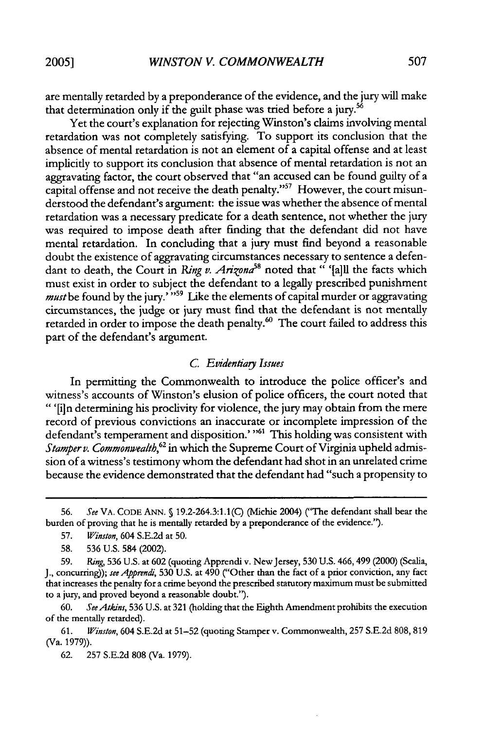are mentally retarded by a preponderance of the evidence, and the jury will make that determination only if the guilt phase was tried before a jury.[56]

Yet the court's explanation for rejecting Winston's claims involving mental retardation was not completely satisfying. To support its conclusion that the absence of mental retardation is not an element of a capital offense and at least implicitly to support its conclusion that absence of mental retardation is not an aggravating factor, the court observed that "an accused can be found guilty of a capital offense and not receive the death penalty."[57] However, the court misunderstood the defendant's argument: the issue was whether the absence of mental retardation was a necessary predicate for a death sentence, not whether the jury was required to impose death after finding that the defendant did not have mental retardation. In concluding that a jury must find beyond a reasonable doubt the existence of aggravating circumstances necessary to sentence a defendant to death, the Court in *Ring v. Arizona*[58] noted that " '[a]ll the facts which must exist in order to subject the defendant to a legally prescribed punishment *must* be found by the jury.' "[59] Like the elements of capital murder or aggravating circumstances, the judge or jury must find that the defendant is not mentally retarded in order to impose the death penalty.[60] The court failed to address this part of the defendant's argument.

### *C. Evidentiary Issues*

In permitting the Commonwealth to introduce the police officer's and witness's accounts of Winston's elusion of police officers, the court noted that " '[i]n determining his proclivity for violence, the jury may obtain from the mere record of previous convictions an inaccurate or incomplete impression of the defendant's temperament and disposition.' "[61] This holding was consistent with *Stamper v. Commonwealth*,[62] in which the Supreme Court of Virginia upheld admission of a witness's testimony whom the defendant had shot in an unrelated crime because the evidence demonstrated that the defendant had "such a propensity to

---

56. *See* VA. CODE ANN. § 19.2-264.3:1.1(C) (Michie 2004) ("The defendant shall bear the burden of proving that he is mentally retarded by a preponderance of the evidence.").

57. *Winston*, 604 S.E.2d at 50.

58. 536 U.S. 584 (2002).

59. *Ring*, 536 U.S. at 602 (quoting Apprendi v. New Jersey, 530 U.S. 466, 499 (2000) (Scalia, J., concurring)); *see Apprendi*, 530 U.S. at 490 ("Other than the fact of a prior conviction, any fact that increases the penalty for a crime beyond the prescribed statutory maximum must be submitted to a jury, and proved beyond a reasonable doubt.").

60. *See Atkins*, 536 U.S. at 321 (holding that the Eighth Amendment prohibits the execution of the mentally retarded).

61. *Winston*, 604 S.E.2d at 51–52 (quoting Stamper v. Commonwealth, 257 S.E.2d 808, 819 (Va. 1979)).

62. 257 S.E.2d 808 (Va. 1979).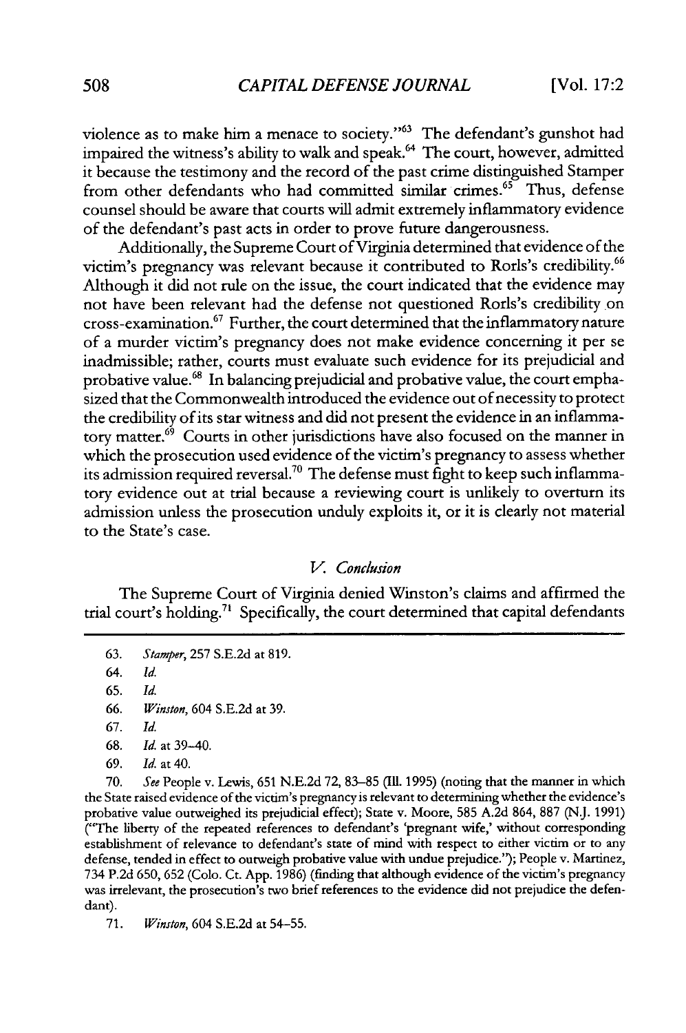violence as to make him a menace to society."[63] The defendant's gunshot had impaired the witness's ability to walk and speak.[64] The court, however, admitted it because the testimony and the record of the past crime distinguished Stamper from other defendants who had committed similar crimes.[65] Thus, defense counsel should be aware that courts will admit extremely inflammatory evidence of the defendant's past acts in order to prove future dangerousness.

Additionally, the Supreme Court of Virginia determined that evidence of the victim's pregnancy was relevant because it contributed to Rorls's credibility.[66] Although it did not rule on the issue, the court indicated that the evidence may not have been relevant had the defense not questioned Rorls's credibility on cross-examination.[67] Further, the court determined that the inflammatory nature of a murder victim's pregnancy does not make evidence concerning it per se inadmissible; rather, courts must evaluate such evidence for its prejudicial and probative value.[68] In balancing prejudicial and probative value, the court emphasized that the Commonwealth introduced the evidence out of necessity to protect the credibility of its star witness and did not present the evidence in an inflammatory matter.[69] Courts in other jurisdictions have also focused on the manner in which the prosecution used evidence of the victim's pregnancy to assess whether its admission required reversal.[70] The defense must fight to keep such inflammatory evidence out at trial because a reviewing court is unlikely to overturn its admission unless the prosecution unduly exploits it, or it is clearly not material to the State's case.

## *V. Conclusion*

The Supreme Court of Virginia denied Winston's claims and affirmed the trial court's holding.[71] Specifically, the court determined that capital defendants

---

63. *Stamper*, 257 S.E.2d at 819.

64. *Id.*

65. *Id.*

66. *Winston*, 604 S.E.2d at 39.

67. *Id.*

68. *Id.* at 39–40.

69. *Id.* at 40.

70. *See* People v. Lewis, 651 N.E.2d 72, 83–85 (Ill. 1995) (noting that the manner in which the State raised evidence of the victim's pregnancy is relevant to determining whether the evidence's probative value outweighed its prejudicial effect); State v. Moore, 585 A.2d 864, 887 (N.J. 1991) ("The liberty of the repeated references to defendant's 'pregnant wife,' without corresponding establishment of relevance to defendant's state of mind with respect to either victim or to any defense, tended in effect to outweigh probative value with undue prejudice."); People v. Martinez, 734 P.2d 650, 652 (Colo. Ct. App. 1986) (finding that although evidence of the victim's pregnancy was irrelevant, the prosecution's two brief references to the evidence did not prejudice the defendant).

71. *Winston*, 604 S.E.2d at 54–55.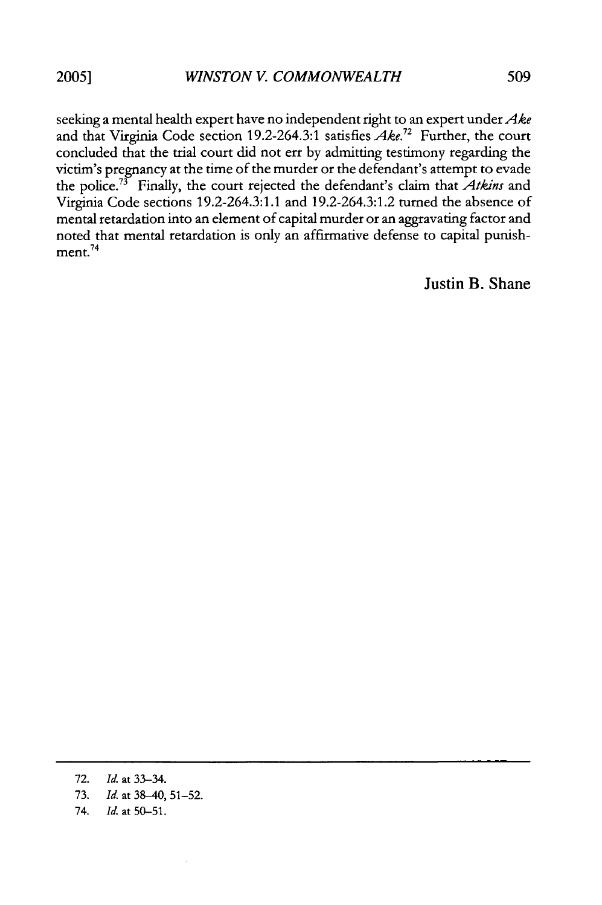seeking a mental health expert have no independent right to an expert under *Ake* and that Virginia Code section 19.2-264.3:1 satisfies *Ake*.[72] Further, the court concluded that the trial court did not err by admitting testimony regarding the victim's pregnancy at the time of the murder or the defendant's attempt to evade the police.[73] Finally, the court rejected the defendant's claim that *Atkins* and Virginia Code sections 19.2-264.3:1.1 and 19.2-264.3:1.2 turned the absence of mental retardation into an element of capital murder or an aggravating factor and noted that mental retardation is only an affirmative defense to capital punishment.[74]

**Justin B. Shane**

---

72. *Id.* at 33–34.

73. *Id.* at 38–40, 51–52.

74. *Id.* at 50–51.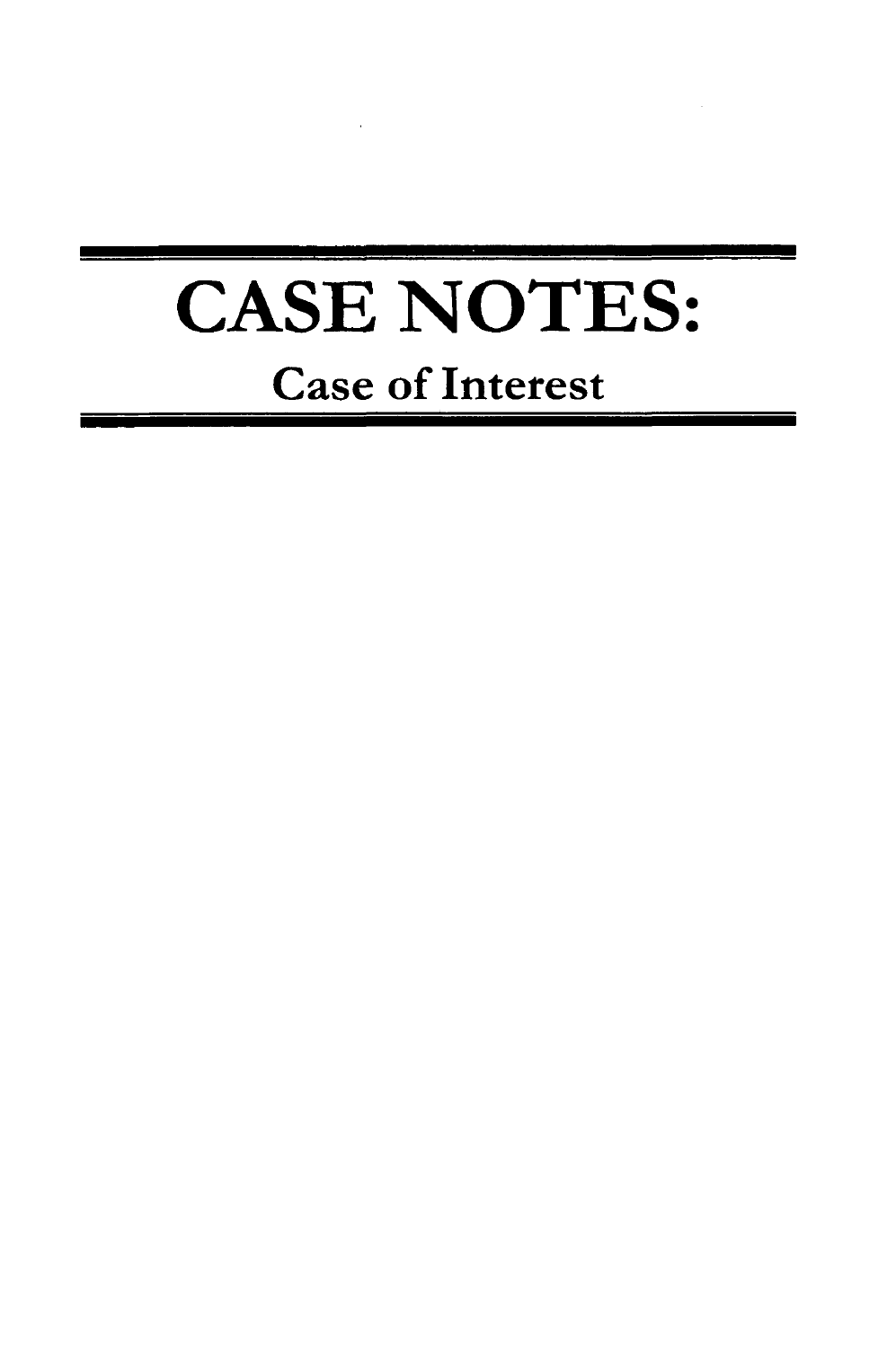# CASE NOTES:

## Case of Interest